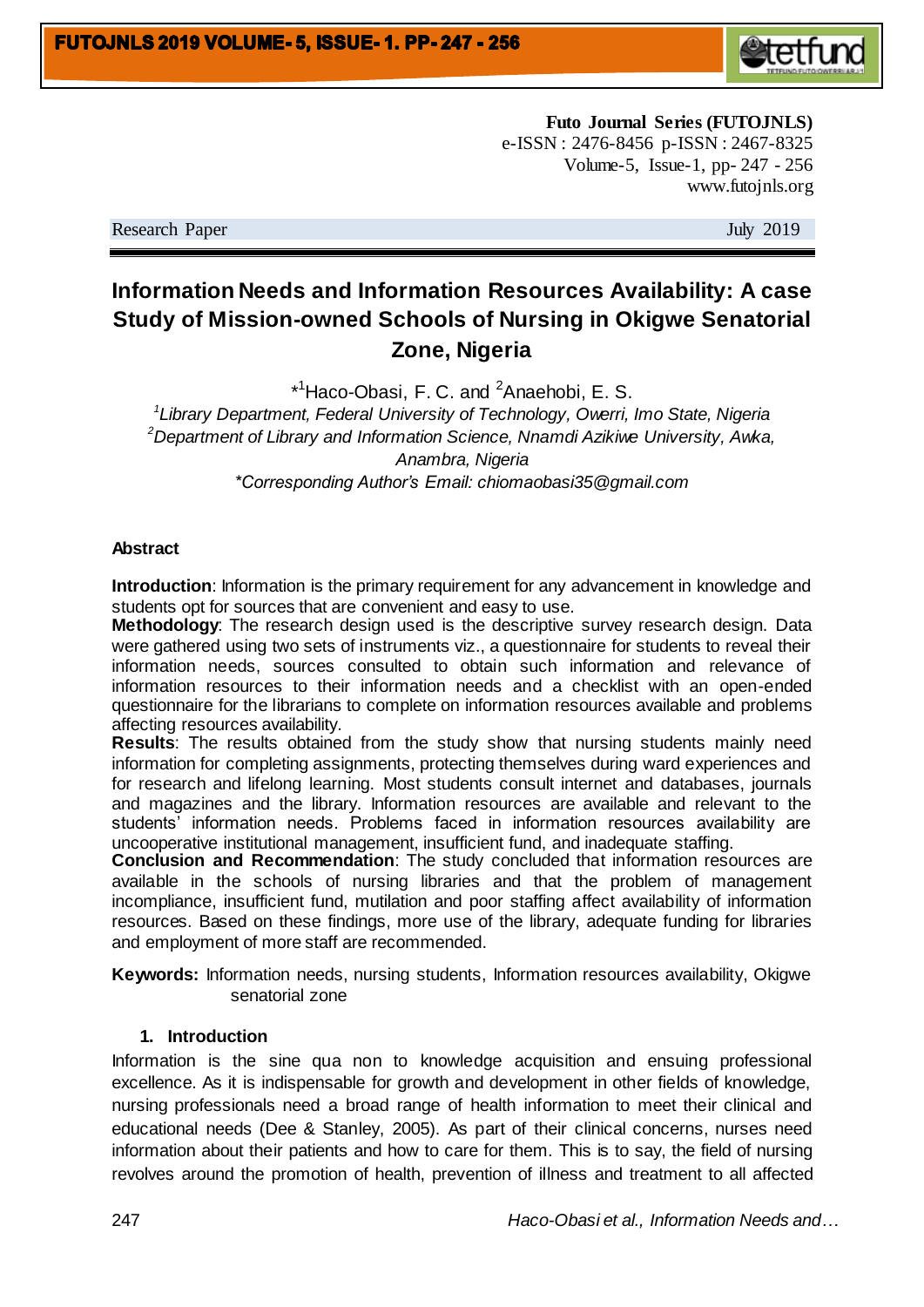**Futo Journal Series (FUTOJNLS)**
e-ISSN : 2476-8456 p-ISSN : 2467-8325
Volume-5, Issue-1, pp- 247 - 256
www.futojnls.org

Research Paper July 2019

# Information Needs and Information Resources Availability: A case Study of Mission-owned Schools of Nursing in Okigwe Senatorial Zone, Nigeria

*[1]Haco-Obasi, F. C. and [2]Anaehobi, E. S.

[1]*Library Department, Federal University of Technology, Owerri, Imo State, Nigeria*
[2]*Department of Library and Information Science, Nnamdi Azikiwe University, Awka, Anambra, Nigeria*
**Corresponding Author's Email: chiomaobasi35@gmail.com*

## Abstract

**Introduction**: Information is the primary requirement for any advancement in knowledge and students opt for sources that are convenient and easy to use.
**Methodology**: The research design used is the descriptive survey research design. Data were gathered using two sets of instruments viz., a questionnaire for students to reveal their information needs, sources consulted to obtain such information and relevance of information resources to their information needs and a checklist with an open-ended questionnaire for the librarians to complete on information resources available and problems affecting resources availability.
**Results**: The results obtained from the study show that nursing students mainly need information for completing assignments, protecting themselves during ward experiences and for research and lifelong learning. Most students consult internet and databases, journals and magazines and the library. Information resources are available and relevant to the students' information needs. Problems faced in information resources availability are uncooperative institutional management, insufficient fund, and inadequate staffing.
**Conclusion and Recommendation**: The study concluded that information resources are available in the schools of nursing libraries and that the problem of management incompliance, insufficient fund, mutilation and poor staffing affect availability of information resources. Based on these findings, more use of the library, adequate funding for libraries and employment of more staff are recommended.

**Keywords:** Information needs, nursing students, Information resources availability, Okigwe senatorial zone

## 1. Introduction

Information is the sine qua non to knowledge acquisition and ensuing professional excellence. As it is indispensable for growth and development in other fields of knowledge, nursing professionals need a broad range of health information to meet their clinical and educational needs (Dee & Stanley, 2005). As part of their clinical concerns, nurses need information about their patients and how to care for them. This is to say, the field of nursing revolves around the promotion of health, prevention of illness and treatment to all affected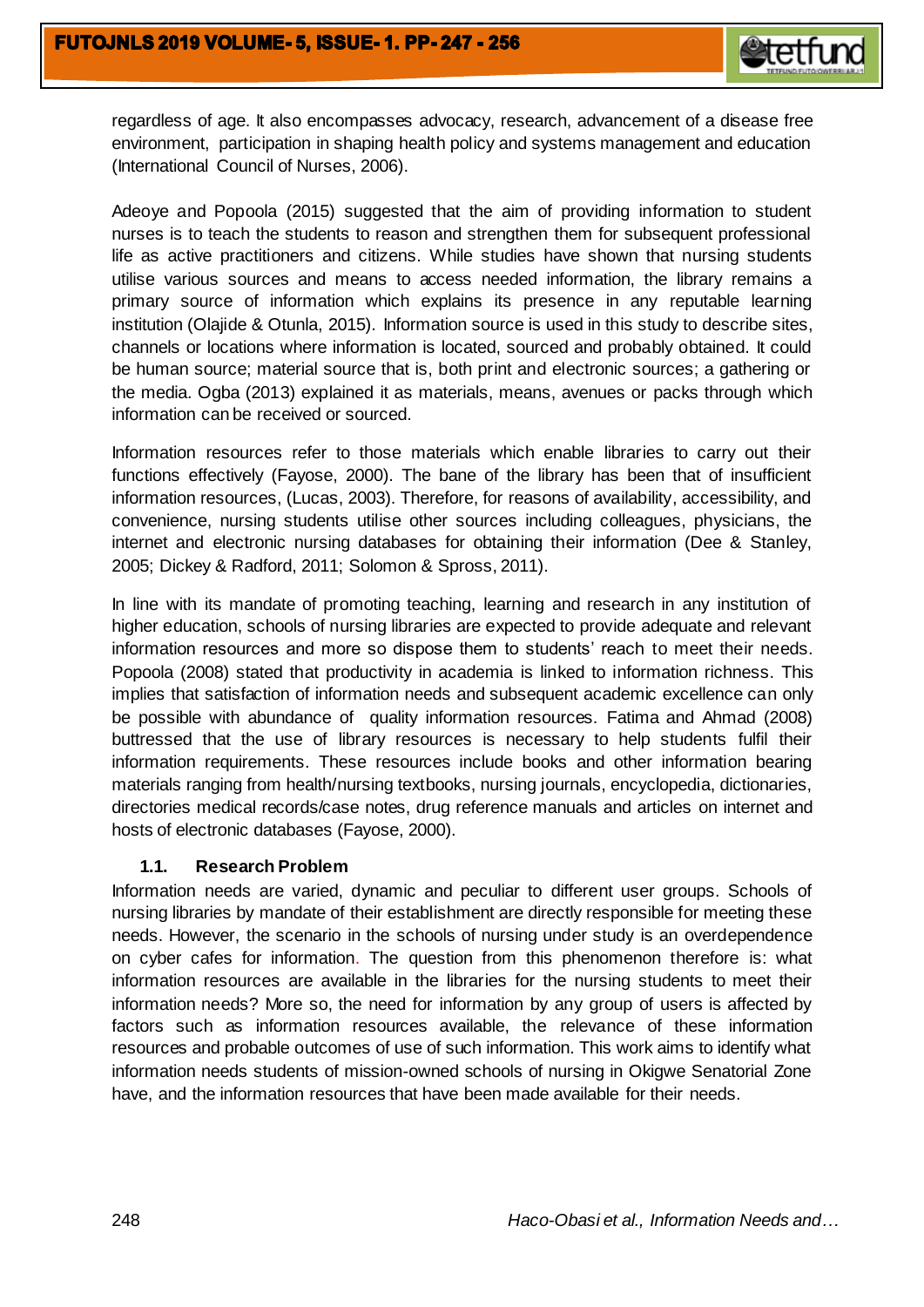regardless of age. It also encompasses advocacy, research, advancement of a disease free environment, participation in shaping health policy and systems management and education (International Council of Nurses, 2006).

Adeoye and Popoola (2015) suggested that the aim of providing information to student nurses is to teach the students to reason and strengthen them for subsequent professional life as active practitioners and citizens. While studies have shown that nursing students utilise various sources and means to access needed information, the library remains a primary source of information which explains its presence in any reputable learning institution (Olajide & Otunla, 2015). Information source is used in this study to describe sites, channels or locations where information is located, sourced and probably obtained. It could be human source; material source that is, both print and electronic sources; a gathering or the media. Ogba (2013) explained it as materials, means, avenues or packs through which information can be received or sourced.

Information resources refer to those materials which enable libraries to carry out their functions effectively (Fayose, 2000). The bane of the library has been that of insufficient information resources, (Lucas, 2003). Therefore, for reasons of availability, accessibility, and convenience, nursing students utilise other sources including colleagues, physicians, the internet and electronic nursing databases for obtaining their information (Dee & Stanley, 2005; Dickey & Radford, 2011; Solomon & Spross, 2011).

In line with its mandate of promoting teaching, learning and research in any institution of higher education, schools of nursing libraries are expected to provide adequate and relevant information resources and more so dispose them to students' reach to meet their needs. Popoola (2008) stated that productivity in academia is linked to information richness. This implies that satisfaction of information needs and subsequent academic excellence can only be possible with abundance of quality information resources. Fatima and Ahmad (2008) buttressed that the use of library resources is necessary to help students fulfil their information requirements. These resources include books and other information bearing materials ranging from health/nursing textbooks, nursing journals, encyclopedia, dictionaries, directories medical records/case notes, drug reference manuals and articles on internet and hosts of electronic databases (Fayose, 2000).

### 1.1. Research Problem

Information needs are varied, dynamic and peculiar to different user groups. Schools of nursing libraries by mandate of their establishment are directly responsible for meeting these needs. However, the scenario in the schools of nursing under study is an overdependence on cyber cafes for information. The question from this phenomenon therefore is: what information resources are available in the libraries for the nursing students to meet their information needs? More so, the need for information by any group of users is affected by factors such as information resources available, the relevance of these information resources and probable outcomes of use of such information. This work aims to identify what information needs students of mission-owned schools of nursing in Okigwe Senatorial Zone have, and the information resources that have been made available for their needs.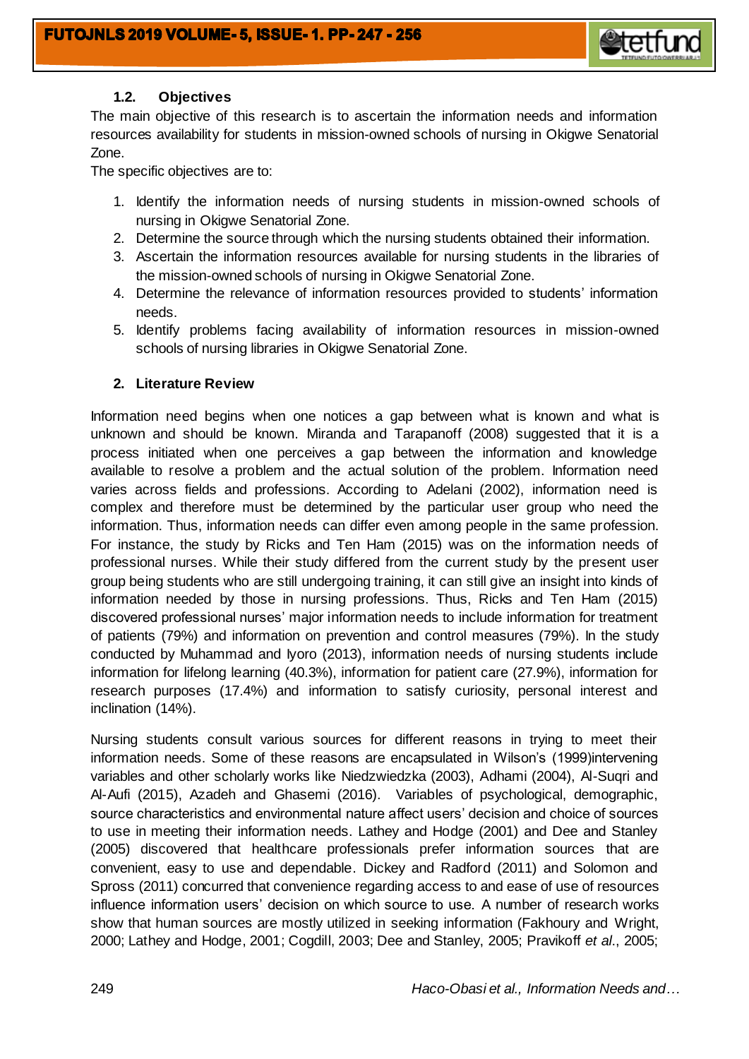### 1.2. Objectives

The main objective of this research is to ascertain the information needs and information resources availability for students in mission-owned schools of nursing in Okigwe Senatorial Zone.

The specific objectives are to:

1. Identify the information needs of nursing students in mission-owned schools of nursing in Okigwe Senatorial Zone.
2. Determine the source through which the nursing students obtained their information.
3. Ascertain the information resources available for nursing students in the libraries of the mission-owned schools of nursing in Okigwe Senatorial Zone.
4. Determine the relevance of information resources provided to students' information needs.
5. Identify problems facing availability of information resources in mission-owned schools of nursing libraries in Okigwe Senatorial Zone.

## 2. Literature Review

Information need begins when one notices a gap between what is known and what is unknown and should be known. Miranda and Tarapanoff (2008) suggested that it is a process initiated when one perceives a gap between the information and knowledge available to resolve a problem and the actual solution of the problem. Information need varies across fields and professions. According to Adelani (2002), information need is complex and therefore must be determined by the particular user group who need the information. Thus, information needs can differ even among people in the same profession. For instance, the study by Ricks and Ten Ham (2015) was on the information needs of professional nurses. While their study differed from the current study by the present user group being students who are still undergoing training, it can still give an insight into kinds of information needed by those in nursing professions. Thus, Ricks and Ten Ham (2015) discovered professional nurses' major information needs to include information for treatment of patients (79%) and information on prevention and control measures (79%). In the study conducted by Muhammad and Iyoro (2013), information needs of nursing students include information for lifelong learning (40.3%), information for patient care (27.9%), information for research purposes (17.4%) and information to satisfy curiosity, personal interest and inclination (14%).

Nursing students consult various sources for different reasons in trying to meet their information needs. Some of these reasons are encapsulated in Wilson's (1999)intervening variables and other scholarly works like Niedzwiedzka (2003), Adhami (2004), Al-Suqri and Al-Aufi (2015), Azadeh and Ghasemi (2016). Variables of psychological, demographic, source characteristics and environmental nature affect users' decision and choice of sources to use in meeting their information needs. Lathey and Hodge (2001) and Dee and Stanley (2005) discovered that healthcare professionals prefer information sources that are convenient, easy to use and dependable. Dickey and Radford (2011) and Solomon and Spross (2011) concurred that convenience regarding access to and ease of use of resources influence information users' decision on which source to use. A number of research works show that human sources are mostly utilized in seeking information (Fakhoury and Wright, 2000; Lathey and Hodge, 2001; Cogdill, 2003; Dee and Stanley, 2005; Pravikoff *et al*., 2005;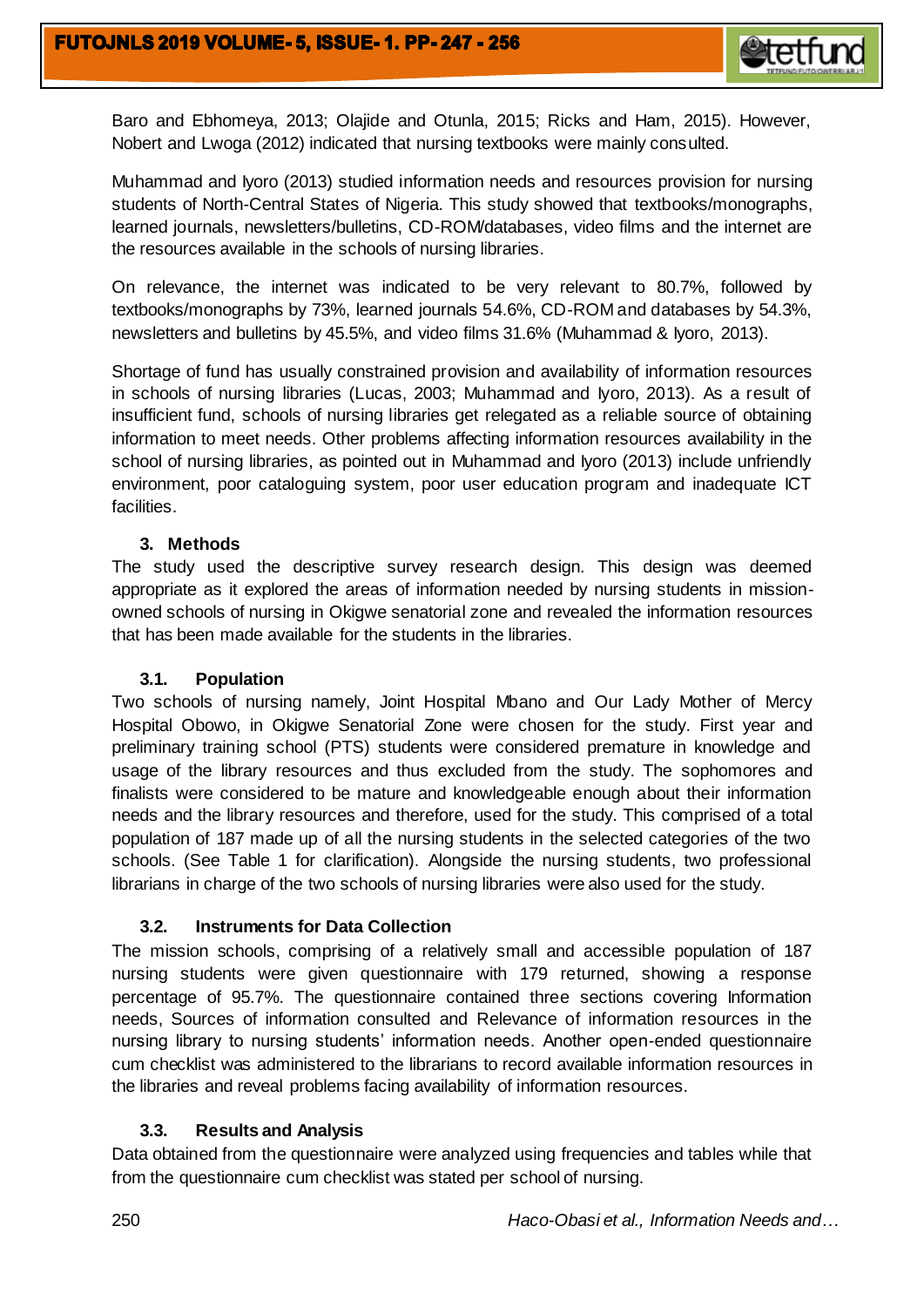Baro and Ebhomeya, 2013; Olajide and Otunla, 2015; Ricks and Ham, 2015). However, Nobert and Lwoga (2012) indicated that nursing textbooks were mainly consulted.

Muhammad and Iyoro (2013) studied information needs and resources provision for nursing students of North-Central States of Nigeria. This study showed that textbooks/monographs, learned journals, newsletters/bulletins, CD-ROM/databases, video films and the internet are the resources available in the schools of nursing libraries.

On relevance, the internet was indicated to be very relevant to 80.7%, followed by textbooks/monographs by 73%, learned journals 54.6%, CD-ROM and databases by 54.3%, newsletters and bulletins by 45.5%, and video films 31.6% (Muhammad & Iyoro, 2013).

Shortage of fund has usually constrained provision and availability of information resources in schools of nursing libraries (Lucas, 2003; Muhammad and Iyoro, 2013). As a result of insufficient fund, schools of nursing libraries get relegated as a reliable source of obtaining information to meet needs. Other problems affecting information resources availability in the school of nursing libraries, as pointed out in Muhammad and Iyoro (2013) include unfriendly environment, poor cataloguing system, poor user education program and inadequate ICT facilities.

## 3. Methods

The study used the descriptive survey research design. This design was deemed appropriate as it explored the areas of information needed by nursing students in mission-owned schools of nursing in Okigwe senatorial zone and revealed the information resources that has been made available for the students in the libraries.

### 3.1. Population

Two schools of nursing namely, Joint Hospital Mbano and Our Lady Mother of Mercy Hospital Obowo, in Okigwe Senatorial Zone were chosen for the study. First year and preliminary training school (PTS) students were considered premature in knowledge and usage of the library resources and thus excluded from the study. The sophomores and finalists were considered to be mature and knowledgeable enough about their information needs and the library resources and therefore, used for the study. This comprised of a total population of 187 made up of all the nursing students in the selected categories of the two schools. (See Table 1 for clarification). Alongside the nursing students, two professional librarians in charge of the two schools of nursing libraries were also used for the study.

### 3.2. Instruments for Data Collection

The mission schools, comprising of a relatively small and accessible population of 187 nursing students were given questionnaire with 179 returned, showing a response percentage of 95.7%. The questionnaire contained three sections covering Information needs, Sources of information consulted and Relevance of information resources in the nursing library to nursing students' information needs. Another open-ended questionnaire cum checklist was administered to the librarians to record available information resources in the libraries and reveal problems facing availability of information resources.

### 3.3. Results and Analysis

Data obtained from the questionnaire were analyzed using frequencies and tables while that from the questionnaire cum checklist was stated per school of nursing.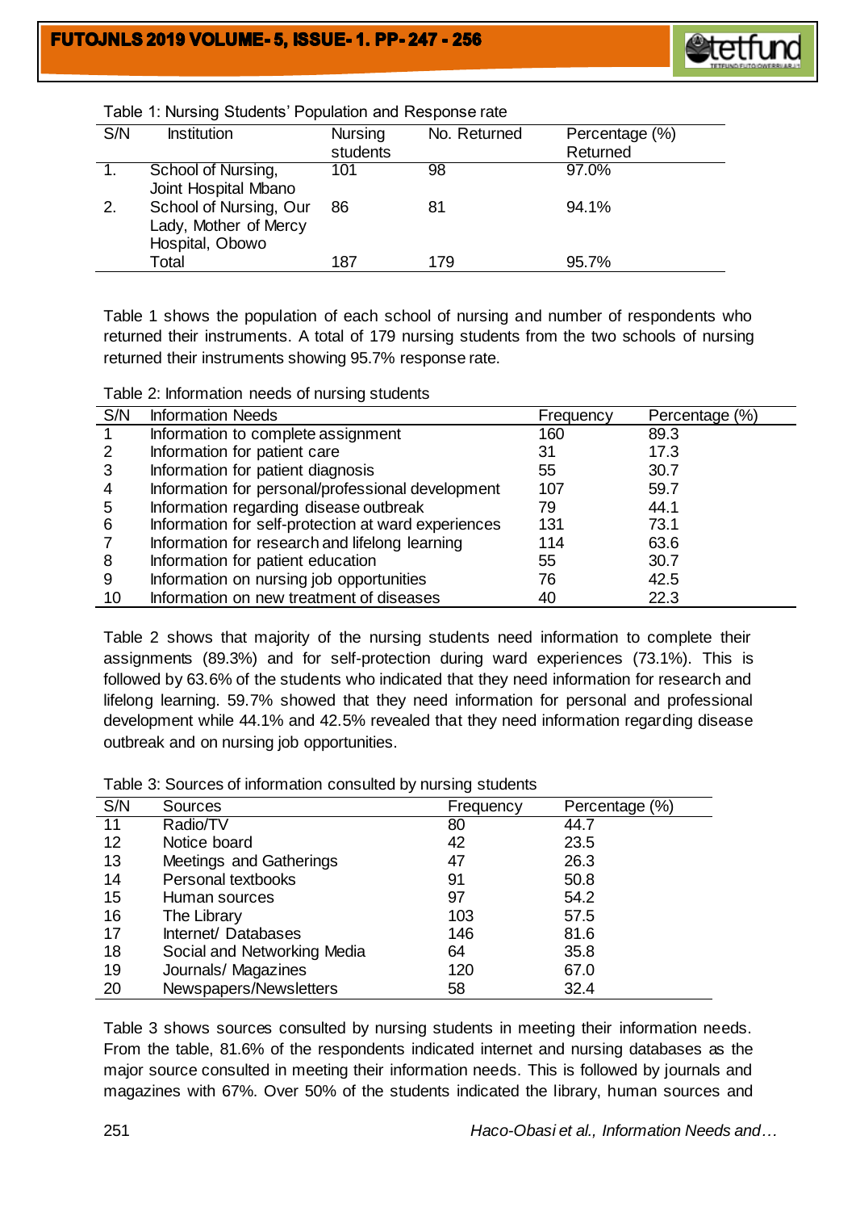Table 1: Nursing Students' Population and Response rate

| S/N | Institution | Nursing students | No. Returned | Percentage (%) Returned |
|---|---|---|---|---|
| 1. | School of Nursing, Joint Hospital Mbano | 101 | 98 | 97.0% |
| 2. | School of Nursing, Our Lady, Mother of Mercy Hospital, Obowo | 86 | 81 | 94.1% |
| | Total | 187 | 179 | 95.7% |

Table 1 shows the population of each school of nursing and number of respondents who returned their instruments. A total of 179 nursing students from the two schools of nursing returned their instruments showing 95.7% response rate.

Table 2: Information needs of nursing students

| S/N | Information Needs | Frequency | Percentage (%) |
|---|---|---|---|
| 1 | Information to complete assignment | 160 | 89.3 |
| 2 | Information for patient care | 31 | 17.3 |
| 3 | Information for patient diagnosis | 55 | 30.7 |
| 4 | Information for personal/professional development | 107 | 59.7 |
| 5 | Information regarding disease outbreak | 79 | 44.1 |
| 6 | Information for self-protection at ward experiences | 131 | 73.1 |
| 7 | Information for research and lifelong learning | 114 | 63.6 |
| 8 | Information for patient education | 55 | 30.7 |
| 9 | Information on nursing job opportunities | 76 | 42.5 |
| 10 | Information on new treatment of diseases | 40 | 22.3 |

Table 2 shows that majority of the nursing students need information to complete their assignments (89.3%) and for self-protection during ward experiences (73.1%). This is followed by 63.6% of the students who indicated that they need information for research and lifelong learning. 59.7% showed that they need information for personal and professional development while 44.1% and 42.5% revealed that they need information regarding disease outbreak and on nursing job opportunities.

Table 3: Sources of information consulted by nursing students

| S/N | Sources | Frequency | Percentage (%) |
|---|---|---|---|
| 11 | Radio/TV | 80 | 44.7 |
| 12 | Notice board | 42 | 23.5 |
| 13 | Meetings and Gatherings | 47 | 26.3 |
| 14 | Personal textbooks | 91 | 50.8 |
| 15 | Human sources | 97 | 54.2 |
| 16 | The Library | 103 | 57.5 |
| 17 | Internet/ Databases | 146 | 81.6 |
| 18 | Social and Networking Media | 64 | 35.8 |
| 19 | Journals/ Magazines | 120 | 67.0 |
| 20 | Newspapers/Newsletters | 58 | 32.4 |

Table 3 shows sources consulted by nursing students in meeting their information needs. From the table, 81.6% of the respondents indicated internet and nursing databases as the major source consulted in meeting their information needs. This is followed by journals and magazines with 67%. Over 50% of the students indicated the library, human sources and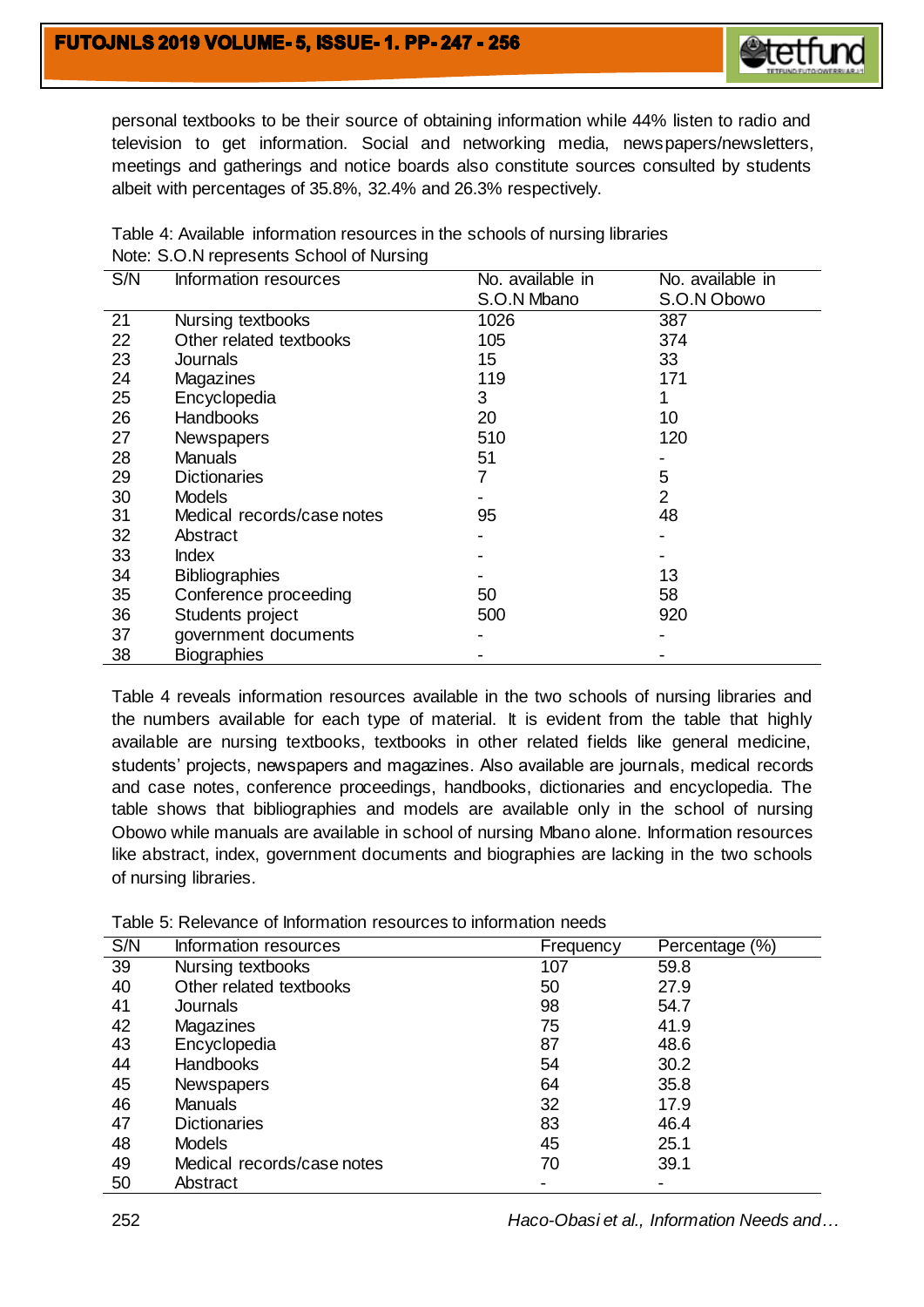personal textbooks to be their source of obtaining information while 44% listen to radio and television to get information. Social and networking media, newspapers/newsletters, meetings and gatherings and notice boards also constitute sources consulted by students albeit with percentages of 35.8%, 32.4% and 26.3% respectively.

Table 4: Available information resources in the schools of nursing libraries
Note: S.O.N represents School of Nursing

| S/N | Information resources | No. available in S.O.N Mbano | No. available in S.O.N Obowo |
|---|---|---|---|
| 21 | Nursing textbooks | 1026 | 387 |
| 22 | Other related textbooks | 105 | 374 |
| 23 | Journals | 15 | 33 |
| 24 | Magazines | 119 | 171 |
| 25 | Encyclopedia | 3 | 1 |
| 26 | Handbooks | 20 | 10 |
| 27 | Newspapers | 510 | 120 |
| 28 | Manuals | 51 | - |
| 29 | Dictionaries | 7 | 5 |
| 30 | Models | - | 2 |
| 31 | Medical records/case notes | 95 | 48 |
| 32 | Abstract | - | - |
| 33 | Index | - | - |
| 34 | Bibliographies | - | 13 |
| 35 | Conference proceeding | 50 | 58 |
| 36 | Students project | 500 | 920 |
| 37 | government documents | - | - |
| 38 | Biographies | - | - |

Table 4 reveals information resources available in the two schools of nursing libraries and the numbers available for each type of material. It is evident from the table that highly available are nursing textbooks, textbooks in other related fields like general medicine, students' projects, newspapers and magazines. Also available are journals, medical records and case notes, conference proceedings, handbooks, dictionaries and encyclopedia. The table shows that bibliographies and models are available only in the school of nursing Obowo while manuals are available in school of nursing Mbano alone. Information resources like abstract, index, government documents and biographies are lacking in the two schools of nursing libraries.

Table 5: Relevance of Information resources to information needs

| S/N | Information resources | Frequency | Percentage (%) |
|---|---|---|---|
| 39 | Nursing textbooks | 107 | 59.8 |
| 40 | Other related textbooks | 50 | 27.9 |
| 41 | Journals | 98 | 54.7 |
| 42 | Magazines | 75 | 41.9 |
| 43 | Encyclopedia | 87 | 48.6 |
| 44 | Handbooks | 54 | 30.2 |
| 45 | Newspapers | 64 | 35.8 |
| 46 | Manuals | 32 | 17.9 |
| 47 | Dictionaries | 83 | 46.4 |
| 48 | Models | 45 | 25.1 |
| 49 | Medical records/case notes | 70 | 39.1 |
| 50 | Abstract | - | - |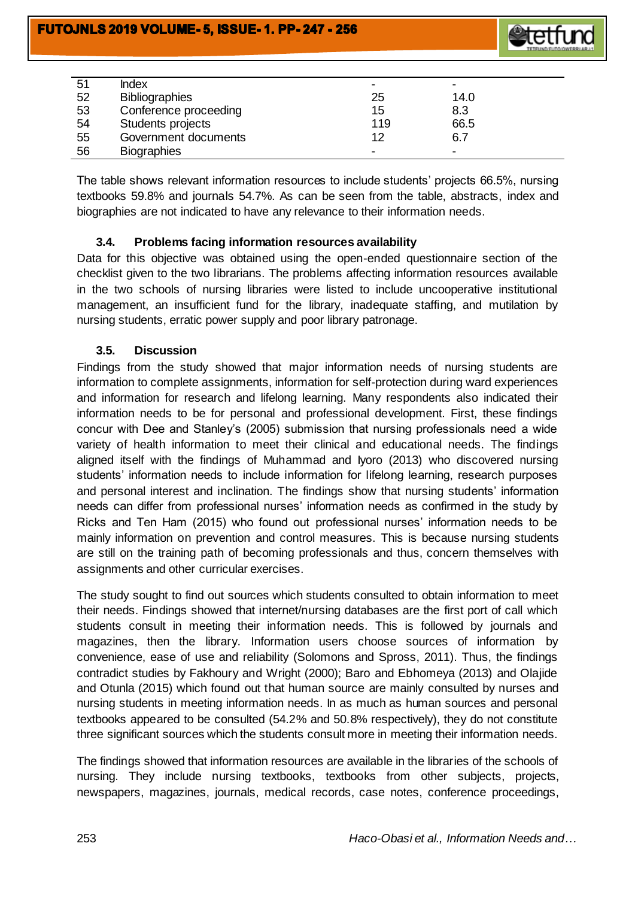| | | | |
|---|---|---|---|
| 51 | Index | - | - |
| 52 | Bibliographies | 25 | 14.0 |
| 53 | Conference proceeding | 15 | 8.3 |
| 54 | Students projects | 119 | 66.5 |
| 55 | Government documents | 12 | 6.7 |
| 56 | Biographies | - | - |

The table shows relevant information resources to include students' projects 66.5%, nursing textbooks 59.8% and journals 54.7%. As can be seen from the table, abstracts, index and biographies are not indicated to have any relevance to their information needs.

### 3.4. Problems facing information resources availability

Data for this objective was obtained using the open-ended questionnaire section of the checklist given to the two librarians. The problems affecting information resources available in the two schools of nursing libraries were listed to include uncooperative institutional management, an insufficient fund for the library, inadequate staffing, and mutilation by nursing students, erratic power supply and poor library patronage.

### 3.5. Discussion

Findings from the study showed that major information needs of nursing students are information to complete assignments, information for self-protection during ward experiences and information for research and lifelong learning. Many respondents also indicated their information needs to be for personal and professional development. First, these findings concur with Dee and Stanley's (2005) submission that nursing professionals need a wide variety of health information to meet their clinical and educational needs. The findings aligned itself with the findings of Muhammad and Iyoro (2013) who discovered nursing students' information needs to include information for lifelong learning, research purposes and personal interest and inclination. The findings show that nursing students' information needs can differ from professional nurses' information needs as confirmed in the study by Ricks and Ten Ham (2015) who found out professional nurses' information needs to be mainly information on prevention and control measures. This is because nursing students are still on the training path of becoming professionals and thus, concern themselves with assignments and other curricular exercises.

The study sought to find out sources which students consulted to obtain information to meet their needs. Findings showed that internet/nursing databases are the first port of call which students consult in meeting their information needs. This is followed by journals and magazines, then the library. Information users choose sources of information by convenience, ease of use and reliability (Solomons and Spross, 2011). Thus, the findings contradict studies by Fakhoury and Wright (2000); Baro and Ebhomeya (2013) and Olajide and Otunla (2015) which found out that human source are mainly consulted by nurses and nursing students in meeting information needs. In as much as human sources and personal textbooks appeared to be consulted (54.2% and 50.8% respectively), they do not constitute three significant sources which the students consult more in meeting their information needs.

The findings showed that information resources are available in the libraries of the schools of nursing. They include nursing textbooks, textbooks from other subjects, projects, newspapers, magazines, journals, medical records, case notes, conference proceedings,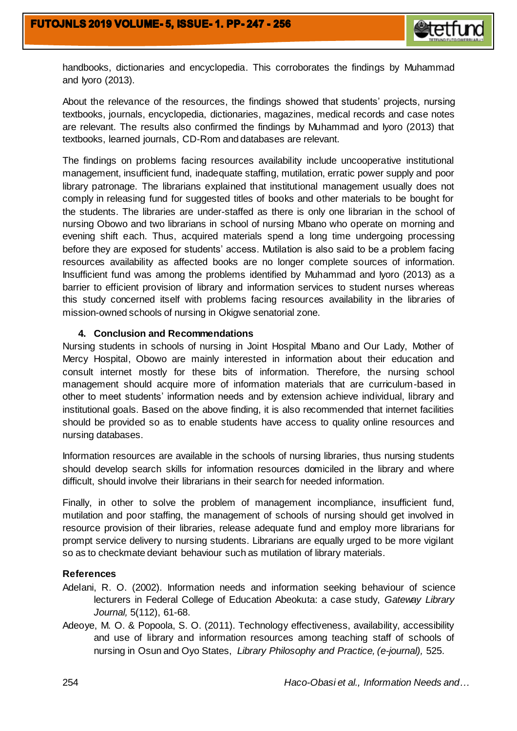handbooks, dictionaries and encyclopedia. This corroborates the findings by Muhammad and Iyoro (2013).

About the relevance of the resources, the findings showed that students' projects, nursing textbooks, journals, encyclopedia, dictionaries, magazines, medical records and case notes are relevant. The results also confirmed the findings by Muhammad and Iyoro (2013) that textbooks, learned journals, CD-Rom and databases are relevant.

The findings on problems facing resources availability include uncooperative institutional management, insufficient fund, inadequate staffing, mutilation, erratic power supply and poor library patronage. The librarians explained that institutional management usually does not comply in releasing fund for suggested titles of books and other materials to be bought for the students. The libraries are under-staffed as there is only one librarian in the school of nursing Obowo and two librarians in school of nursing Mbano who operate on morning and evening shift each. Thus, acquired materials spend a long time undergoing processing before they are exposed for students' access. Mutilation is also said to be a problem facing resources availability as affected books are no longer complete sources of information. Insufficient fund was among the problems identified by Muhammad and Iyoro (2013) as a barrier to efficient provision of library and information services to student nurses whereas this study concerned itself with problems facing resources availability in the libraries of mission-owned schools of nursing in Okigwe senatorial zone.

## 4. Conclusion and Recommendations

Nursing students in schools of nursing in Joint Hospital Mbano and Our Lady, Mother of Mercy Hospital, Obowo are mainly interested in information about their education and consult internet mostly for these bits of information. Therefore, the nursing school management should acquire more of information materials that are curriculum-based in other to meet students' information needs and by extension achieve individual, library and institutional goals. Based on the above finding, it is also recommended that internet facilities should be provided so as to enable students have access to quality online resources and nursing databases.

Information resources are available in the schools of nursing libraries, thus nursing students should develop search skills for information resources domiciled in the library and where difficult, should involve their librarians in their search for needed information.

Finally, in other to solve the problem of management incompliance, insufficient fund, mutilation and poor staffing, the management of schools of nursing should get involved in resource provision of their libraries, release adequate fund and employ more librarians for prompt service delivery to nursing students. Librarians are equally urged to be more vigilant so as to checkmate deviant behaviour such as mutilation of library materials.

### References

Adelani, R. O. (2002). Information needs and information seeking behaviour of science lecturers in Federal College of Education Abeokuta: a case study, *Gateway Library Journal,* 5(112), 61-68.

Adeoye, M. O. & Popoola, S. O. (2011). Technology effectiveness, availability, accessibility and use of library and information resources among teaching staff of schools of nursing in Osun and Oyo States, *Library Philosophy and Practice, (e-journal),* 525.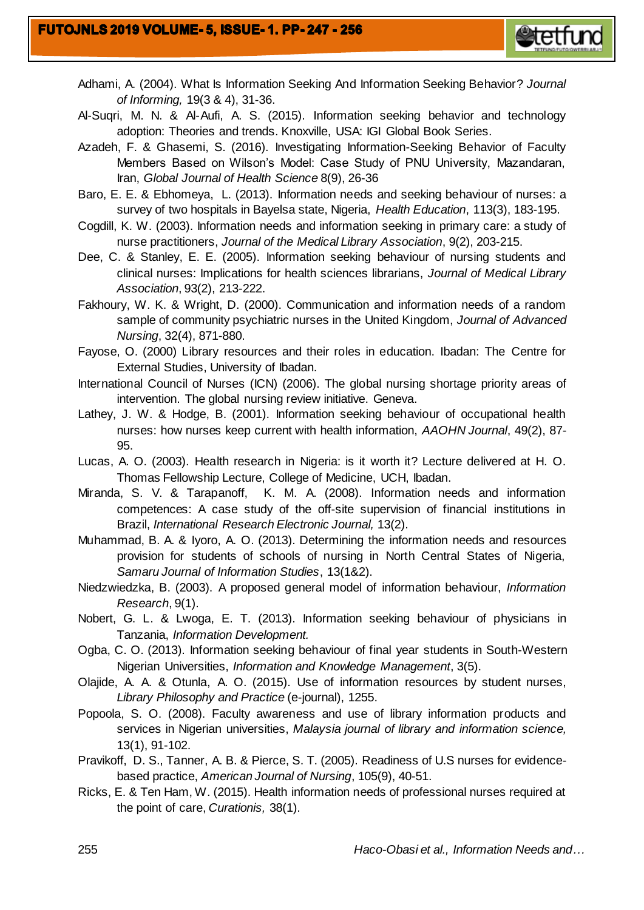Adhami, A. (2004). What Is Information Seeking And Information Seeking Behavior? *Journal of Informing,* 19(3 & 4), 31-36.

Al-Suqri, M. N. & Al-Aufi, A. S. (2015). Information seeking behavior and technology adoption: Theories and trends. Knoxville, USA: IGI Global Book Series.

Azadeh, F. & Ghasemi, S. (2016). Investigating Information-Seeking Behavior of Faculty Members Based on Wilson's Model: Case Study of PNU University, Mazandaran, Iran, *Global Journal of Health Science* 8(9), 26-36

Baro, E. E. & Ebhomeya, L. (2013). Information needs and seeking behaviour of nurses: a survey of two hospitals in Bayelsa state, Nigeria, *Health Education*, 113(3), 183-195.

Cogdill, K. W. (2003). Information needs and information seeking in primary care: a study of nurse practitioners, *Journal of the Medical Library Association*, 9(2), 203-215.

Dee, C. & Stanley, E. E. (2005). Information seeking behaviour of nursing students and clinical nurses: Implications for health sciences librarians, *Journal of Medical Library Association*, 93(2), 213-222.

Fakhoury, W. K. & Wright, D. (2000). Communication and information needs of a random sample of community psychiatric nurses in the United Kingdom, *Journal of Advanced Nursing*, 32(4), 871-880.

Fayose, O. (2000) Library resources and their roles in education. Ibadan: The Centre for External Studies, University of Ibadan.

International Council of Nurses (ICN) (2006). The global nursing shortage priority areas of intervention. The global nursing review initiative. Geneva.

Lathey, J. W. & Hodge, B. (2001). Information seeking behaviour of occupational health nurses: how nurses keep current with health information, *AAOHN Journal*, 49(2), 87-95.

Lucas, A. O. (2003). Health research in Nigeria: is it worth it? Lecture delivered at H. O. Thomas Fellowship Lecture, College of Medicine, UCH, Ibadan.

Miranda, S. V. & Tarapanoff, K. M. A. (2008). Information needs and information competences: A case study of the off-site supervision of financial institutions in Brazil, *International Research Electronic Journal,* 13(2).

Muhammad, B. A. & Iyoro, A. O. (2013). Determining the information needs and resources provision for students of schools of nursing in North Central States of Nigeria, *Samaru Journal of Information Studies*, 13(1&2).

Niedzwiedzka, B. (2003). A proposed general model of information behaviour, *Information Research*, 9(1).

Nobert, G. L. & Lwoga, E. T. (2013). Information seeking behaviour of physicians in Tanzania, *Information Development.*

Ogba, C. O. (2013). Information seeking behaviour of final year students in South-Western Nigerian Universities, *Information and Knowledge Management*, 3(5).

Olajide, A. A. & Otunla, A. O. (2015). Use of information resources by student nurses, *Library Philosophy and Practice* (e-journal), 1255.

Popoola, S. O. (2008). Faculty awareness and use of library information products and services in Nigerian universities, *Malaysia journal of library and information science,* 13(1), 91-102.

Pravikoff, D. S., Tanner, A. B. & Pierce, S. T. (2005). Readiness of U.S nurses for evidence-based practice, *American Journal of Nursing*, 105(9), 40-51.

Ricks, E. & Ten Ham, W. (2015). Health information needs of professional nurses required at the point of care, *Curationis,* 38(1).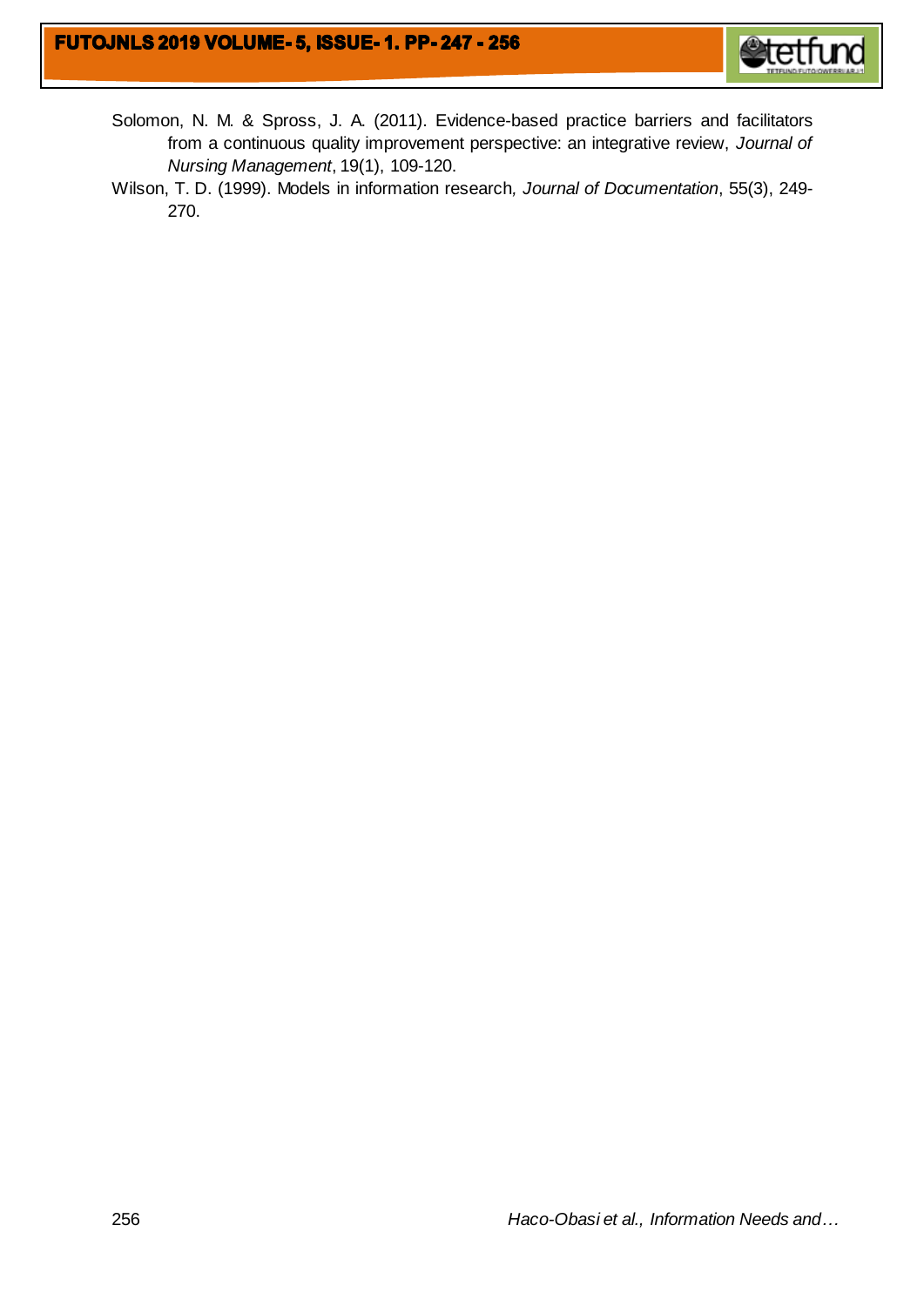Solomon, N. M. & Spross, J. A. (2011). Evidence-based practice barriers and facilitators from a continuous quality improvement perspective: an integrative review, *Journal of Nursing Management*, 19(1), 109-120.

Wilson, T. D. (1999). Models in information research*, Journal of Documentation*, 55(3), 249-270.